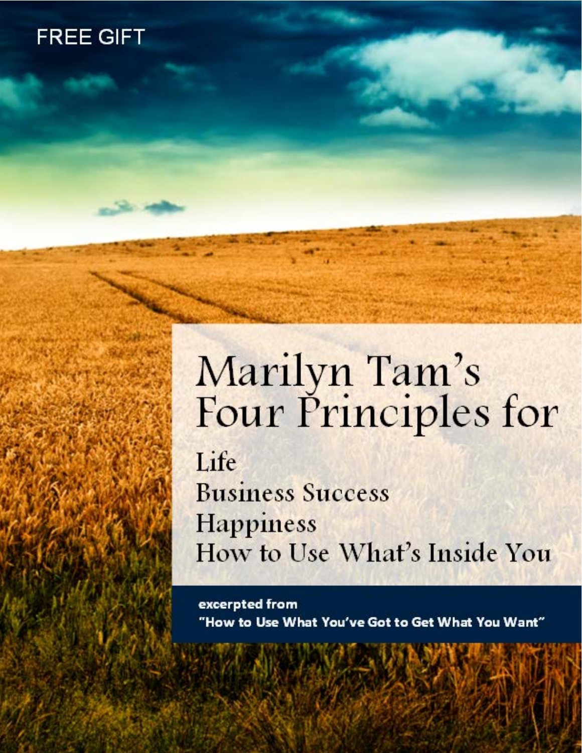FREE GIFT

# Marilyn Tam's Four Principles for

Life
Business Success
Happiness
How to Use What's Inside You

**excerpted from**
**"How to Use What You've Got to Get What You Want"**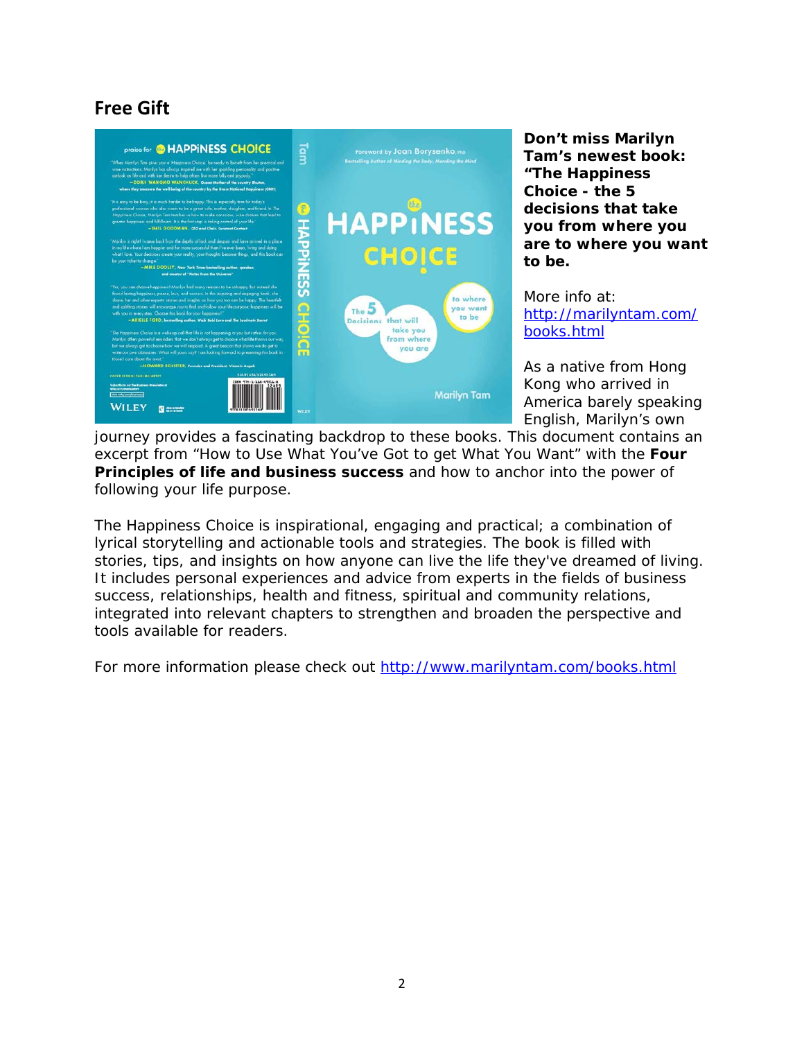## Free Gift

**Don't miss Marilyn Tam's newest book: "The Happiness Choice - the 5 decisions that take you from where you are to where you want to be.**

More info at: [http://marilyntam.com/books.html](http://marilyntam.com/books.html)

As a native from Hong Kong who arrived in America barely speaking English, Marilyn's own journey provides a fascinating backdrop to these books. This document contains an excerpt from "How to Use What You've Got to get What You Want" with the **Four Principles of life and business success** and how to anchor into the power of following your life purpose.

The Happiness Choice is inspirational, engaging and practical; a combination of lyrical storytelling and actionable tools and strategies. The book is filled with stories, tips, and insights on how anyone can live the life they've dreamed of living. It includes personal experiences and advice from experts in the fields of business success, relationships, health and fitness, spiritual and community relations, integrated into relevant chapters to strengthen and broaden the perspective and tools available for readers.

For more information please check out [http://www.marilyntam.com/books.html](http://www.marilyntam.com/books.html)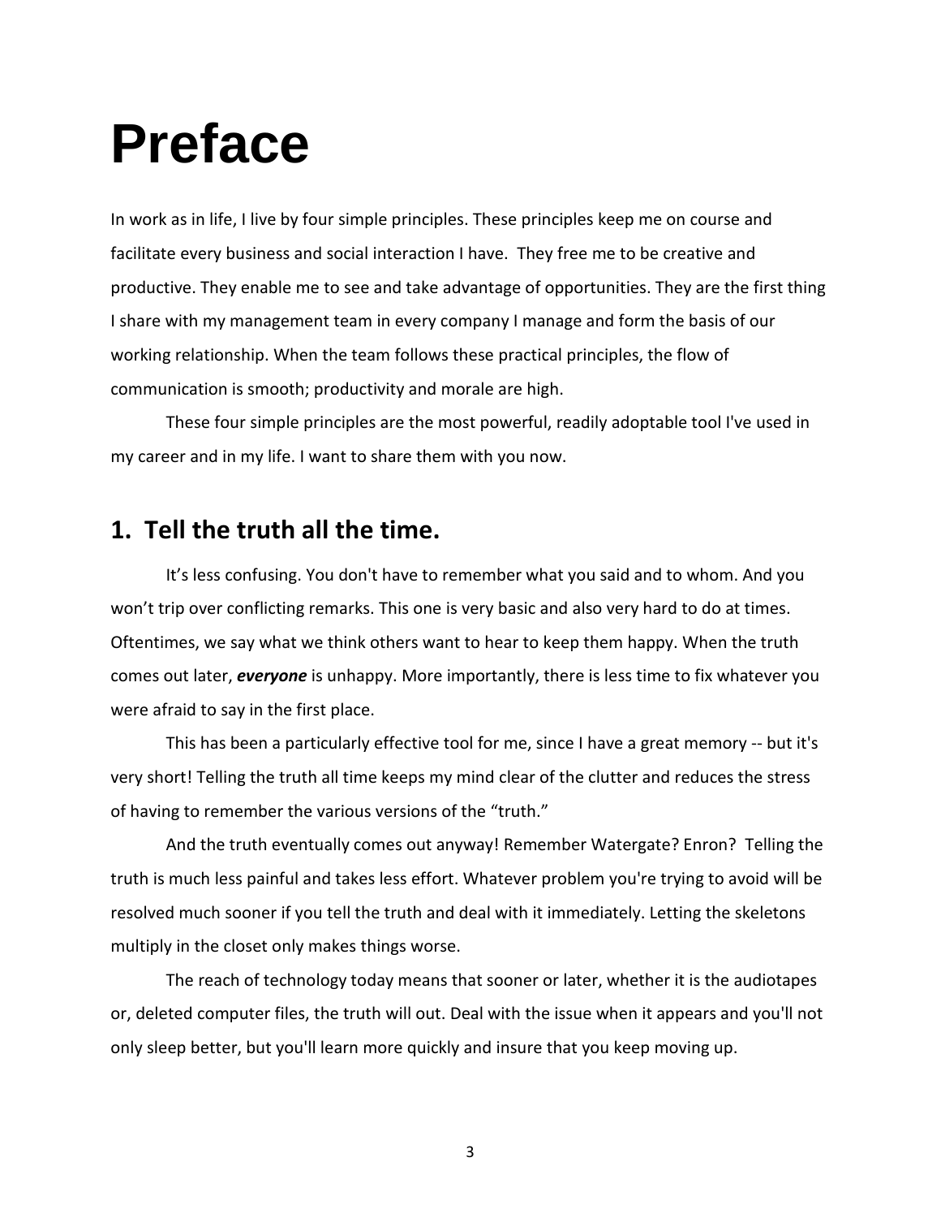# Preface

In work as in life, I live by four simple principles. These principles keep me on course and facilitate every business and social interaction I have. They free me to be creative and productive. They enable me to see and take advantage of opportunities. They are the first thing I share with my management team in every company I manage and form the basis of our working relationship. When the team follows these practical principles, the flow of communication is smooth; productivity and morale are high.

These four simple principles are the most powerful, readily adoptable tool I've used in my career and in my life. I want to share them with you now.

## 1. Tell the truth all the time.

It's less confusing. You don't have to remember what you said and to whom. And you won't trip over conflicting remarks. This one is very basic and also very hard to do at times. Oftentimes, we say what we think others want to hear to keep them happy. When the truth comes out later, ***everyone*** is unhappy. More importantly, there is less time to fix whatever you were afraid to say in the first place.

This has been a particularly effective tool for me, since I have a great memory -- but it's very short! Telling the truth all time keeps my mind clear of the clutter and reduces the stress of having to remember the various versions of the "truth."

And the truth eventually comes out anyway! Remember Watergate? Enron? Telling the truth is much less painful and takes less effort. Whatever problem you're trying to avoid will be resolved much sooner if you tell the truth and deal with it immediately. Letting the skeletons multiply in the closet only makes things worse.

The reach of technology today means that sooner or later, whether it is the audiotapes or, deleted computer files, the truth will out. Deal with the issue when it appears and you'll not only sleep better, but you'll learn more quickly and insure that you keep moving up.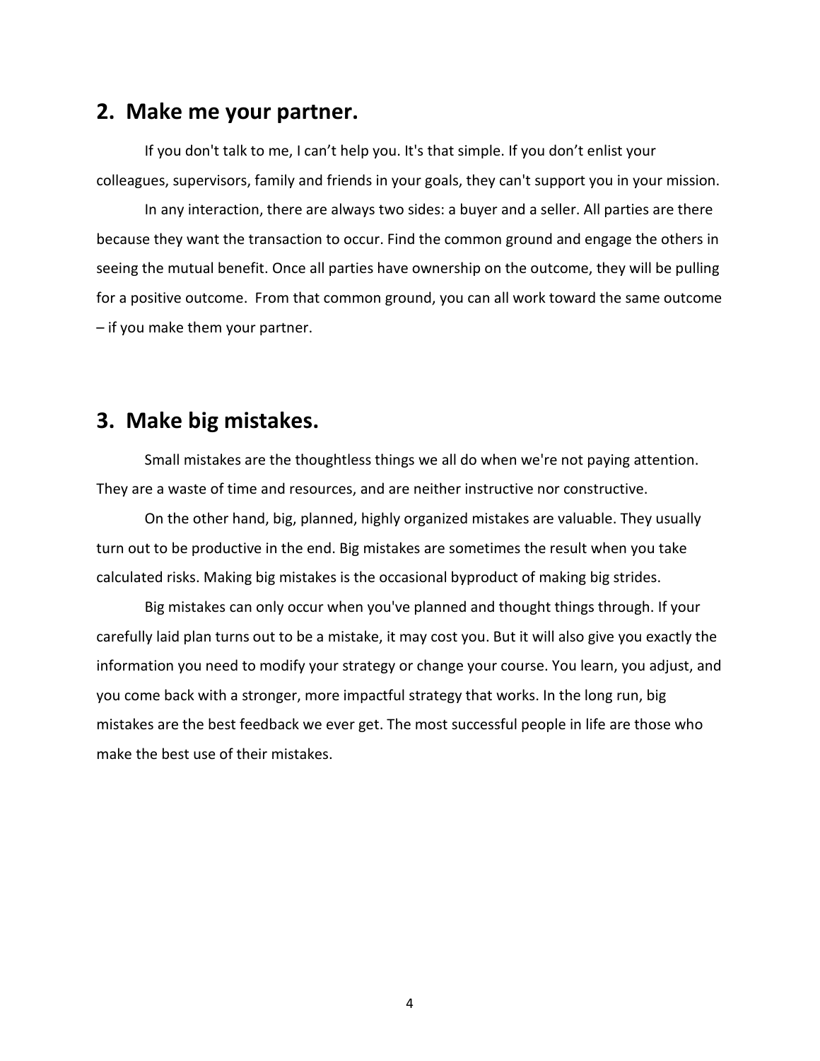## 2. Make me your partner.

If you don't talk to me, I can't help you. It's that simple. If you don't enlist your colleagues, supervisors, family and friends in your goals, they can't support you in your mission.

In any interaction, there are always two sides: a buyer and a seller. All parties are there because they want the transaction to occur. Find the common ground and engage the others in seeing the mutual benefit. Once all parties have ownership on the outcome, they will be pulling for a positive outcome. From that common ground, you can all work toward the same outcome – if you make them your partner.

## 3. Make big mistakes.

Small mistakes are the thoughtless things we all do when we're not paying attention. They are a waste of time and resources, and are neither instructive nor constructive.

On the other hand, big, planned, highly organized mistakes are valuable. They usually turn out to be productive in the end. Big mistakes are sometimes the result when you take calculated risks. Making big mistakes is the occasional byproduct of making big strides.

Big mistakes can only occur when you've planned and thought things through. If your carefully laid plan turns out to be a mistake, it may cost you. But it will also give you exactly the information you need to modify your strategy or change your course. You learn, you adjust, and you come back with a stronger, more impactful strategy that works. In the long run, big mistakes are the best feedback we ever get. The most successful people in life are those who make the best use of their mistakes.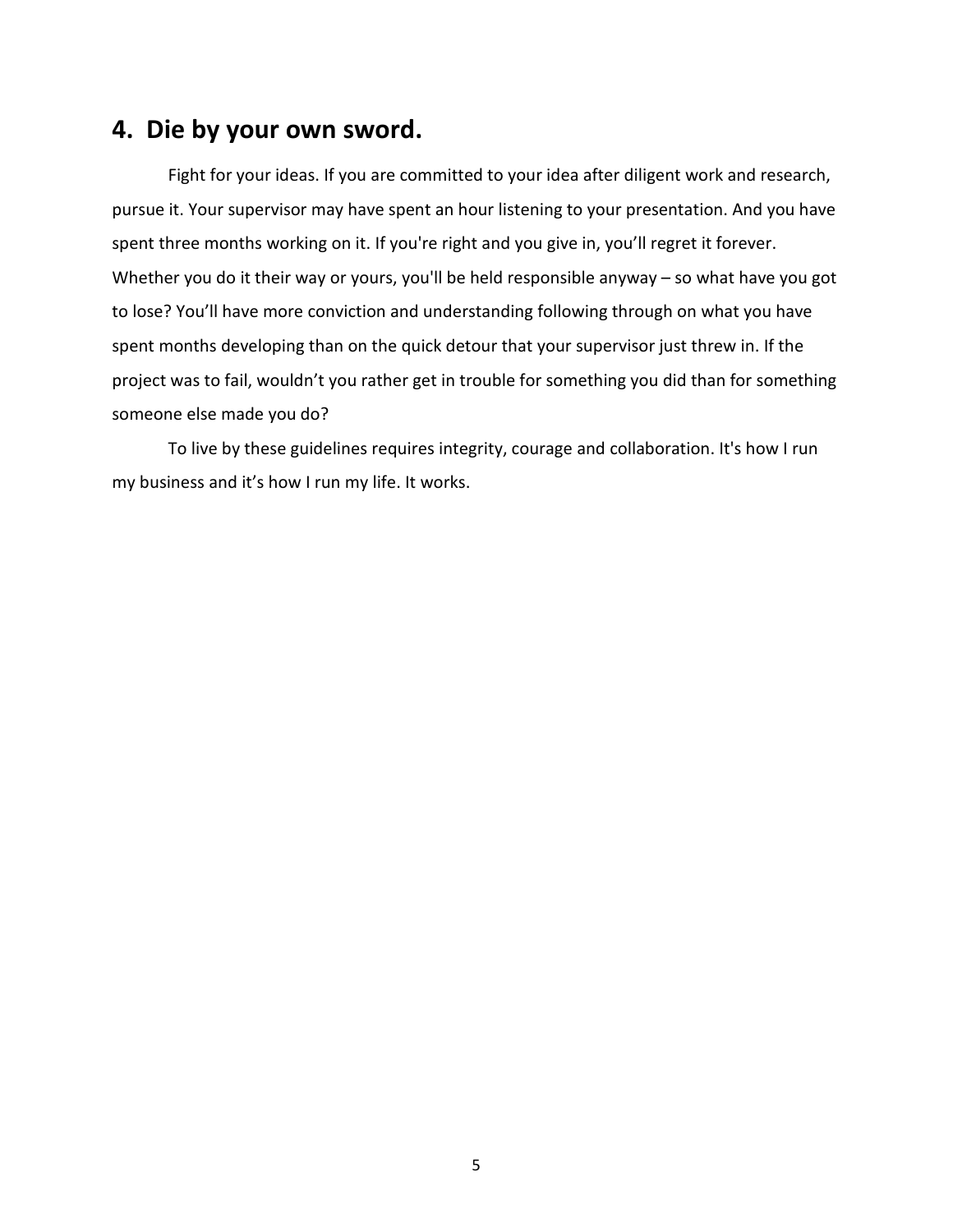## 4. Die by your own sword.

Fight for your ideas. If you are committed to your idea after diligent work and research, pursue it. Your supervisor may have spent an hour listening to your presentation. And you have spent three months working on it. If you're right and you give in, you'll regret it forever. Whether you do it their way or yours, you'll be held responsible anyway – so what have you got to lose? You'll have more conviction and understanding following through on what you have spent months developing than on the quick detour that your supervisor just threw in. If the project was to fail, wouldn't you rather get in trouble for something you did than for something someone else made you do?

To live by these guidelines requires integrity, courage and collaboration. It's how I run my business and it's how I run my life. It works.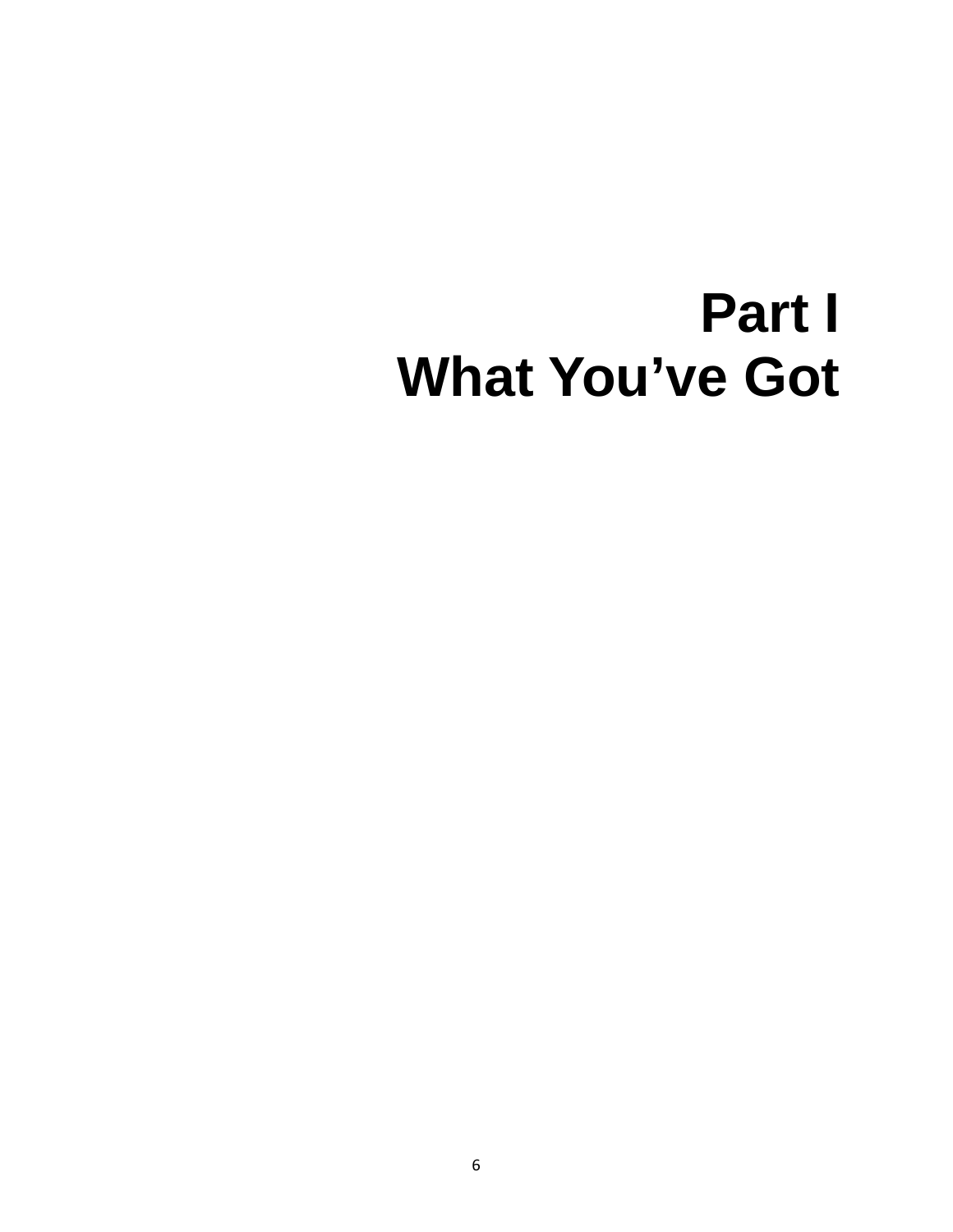# Part I
# What You've Got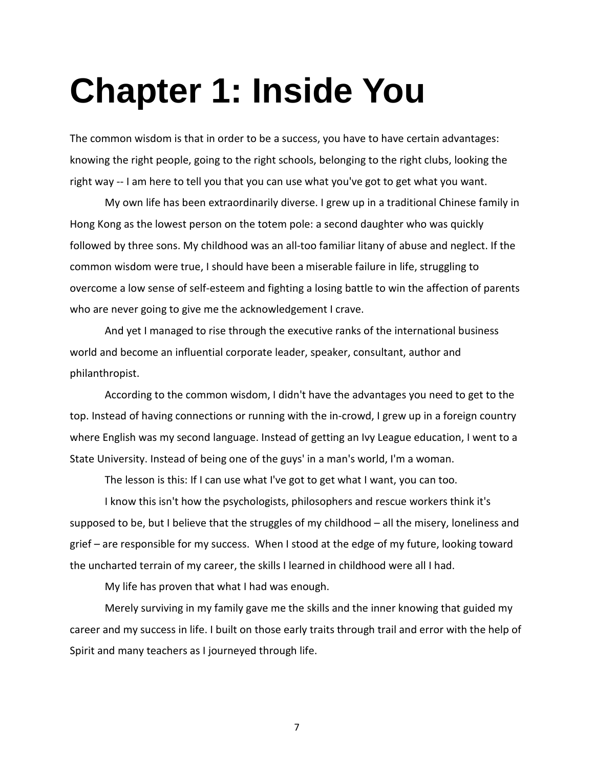# Chapter 1: Inside You

The common wisdom is that in order to be a success, you have to have certain advantages: knowing the right people, going to the right schools, belonging to the right clubs, looking the right way -- I am here to tell you that you can use what you've got to get what you want.

My own life has been extraordinarily diverse. I grew up in a traditional Chinese family in Hong Kong as the lowest person on the totem pole: a second daughter who was quickly followed by three sons. My childhood was an all-too familiar litany of abuse and neglect. If the common wisdom were true, I should have been a miserable failure in life, struggling to overcome a low sense of self-esteem and fighting a losing battle to win the affection of parents who are never going to give me the acknowledgement I crave.

And yet I managed to rise through the executive ranks of the international business world and become an influential corporate leader, speaker, consultant, author and philanthropist.

According to the common wisdom, I didn't have the advantages you need to get to the top. Instead of having connections or running with the in-crowd, I grew up in a foreign country where English was my second language. Instead of getting an Ivy League education, I went to a State University. Instead of being one of the guys' in a man's world, I'm a woman.

The lesson is this: If I can use what I've got to get what I want, you can too.

I know this isn't how the psychologists, philosophers and rescue workers think it's supposed to be, but I believe that the struggles of my childhood – all the misery, loneliness and grief – are responsible for my success. When I stood at the edge of my future, looking toward the uncharted terrain of my career, the skills I learned in childhood were all I had.

My life has proven that what I had was enough.

Merely surviving in my family gave me the skills and the inner knowing that guided my career and my success in life. I built on those early traits through trail and error with the help of Spirit and many teachers as I journeyed through life.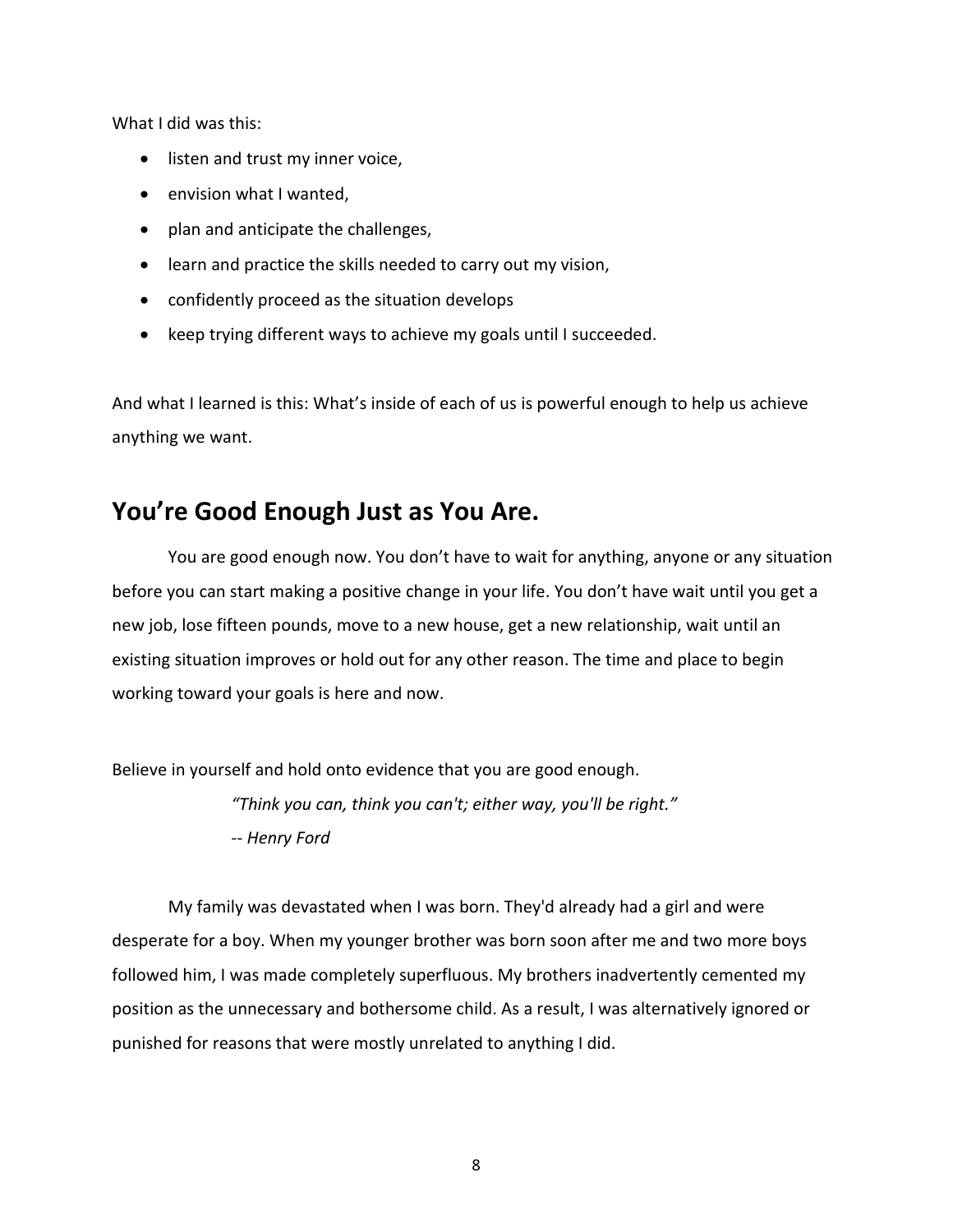What I did was this:

- listen and trust my inner voice,
- envision what I wanted,
- plan and anticipate the challenges,
- learn and practice the skills needed to carry out my vision,
- confidently proceed as the situation develops
- keep trying different ways to achieve my goals until I succeeded.

And what I learned is this: What's inside of each of us is powerful enough to help us achieve anything we want.

## You're Good Enough Just as You Are.

You are good enough now. You don't have to wait for anything, anyone or any situation before you can start making a positive change in your life. You don't have wait until you get a new job, lose fifteen pounds, move to a new house, get a new relationship, wait until an existing situation improves or hold out for any other reason. The time and place to begin working toward your goals is here and now.

Believe in yourself and hold onto evidence that you are good enough.

> *"Think you can, think you can't; either way, you'll be right."*
> *-- Henry Ford*

My family was devastated when I was born. They'd already had a girl and were desperate for a boy. When my younger brother was born soon after me and two more boys followed him, I was made completely superfluous. My brothers inadvertently cemented my position as the unnecessary and bothersome child. As a result, I was alternatively ignored or punished for reasons that were mostly unrelated to anything I did.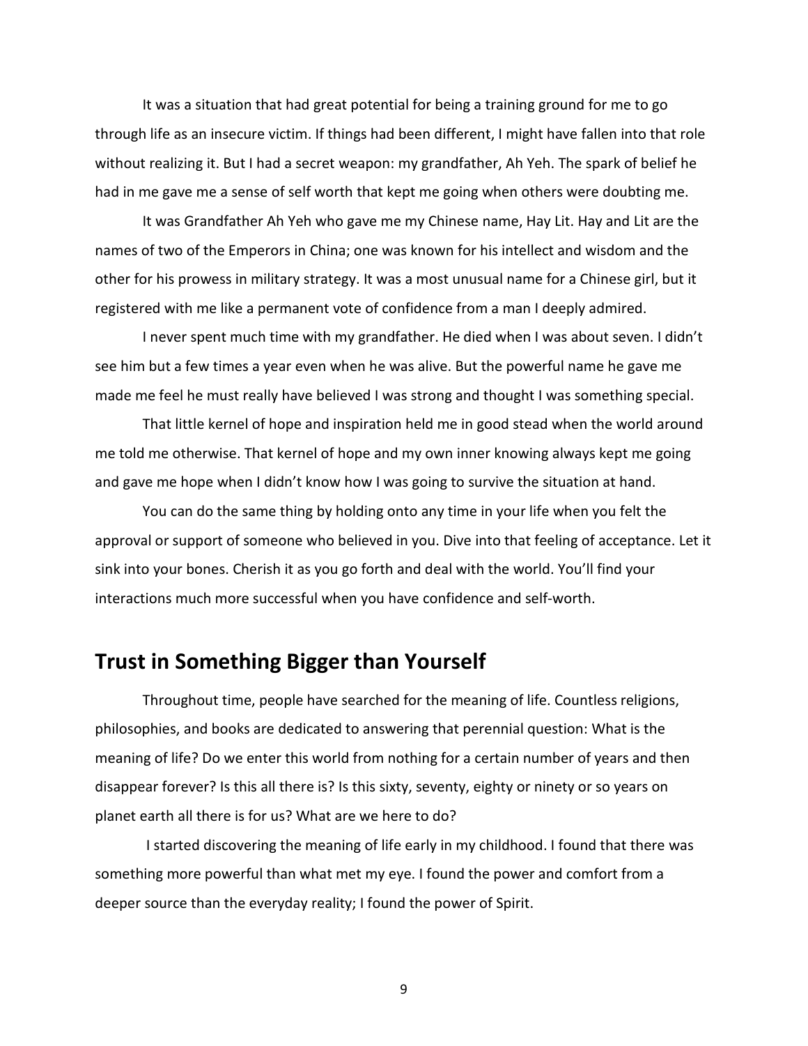It was a situation that had great potential for being a training ground for me to go through life as an insecure victim. If things had been different, I might have fallen into that role without realizing it. But I had a secret weapon: my grandfather, Ah Yeh. The spark of belief he had in me gave me a sense of self worth that kept me going when others were doubting me.

It was Grandfather Ah Yeh who gave me my Chinese name, Hay Lit. Hay and Lit are the names of two of the Emperors in China; one was known for his intellect and wisdom and the other for his prowess in military strategy. It was a most unusual name for a Chinese girl, but it registered with me like a permanent vote of confidence from a man I deeply admired.

I never spent much time with my grandfather. He died when I was about seven. I didn't see him but a few times a year even when he was alive. But the powerful name he gave me made me feel he must really have believed I was strong and thought I was something special.

That little kernel of hope and inspiration held me in good stead when the world around me told me otherwise. That kernel of hope and my own inner knowing always kept me going and gave me hope when I didn't know how I was going to survive the situation at hand.

You can do the same thing by holding onto any time in your life when you felt the approval or support of someone who believed in you. Dive into that feeling of acceptance. Let it sink into your bones. Cherish it as you go forth and deal with the world. You'll find your interactions much more successful when you have confidence and self-worth.

## Trust in Something Bigger than Yourself

Throughout time, people have searched for the meaning of life. Countless religions, philosophies, and books are dedicated to answering that perennial question: What is the meaning of life? Do we enter this world from nothing for a certain number of years and then disappear forever? Is this all there is? Is this sixty, seventy, eighty or ninety or so years on planet earth all there is for us? What are we here to do?

I started discovering the meaning of life early in my childhood. I found that there was something more powerful than what met my eye. I found the power and comfort from a deeper source than the everyday reality; I found the power of Spirit.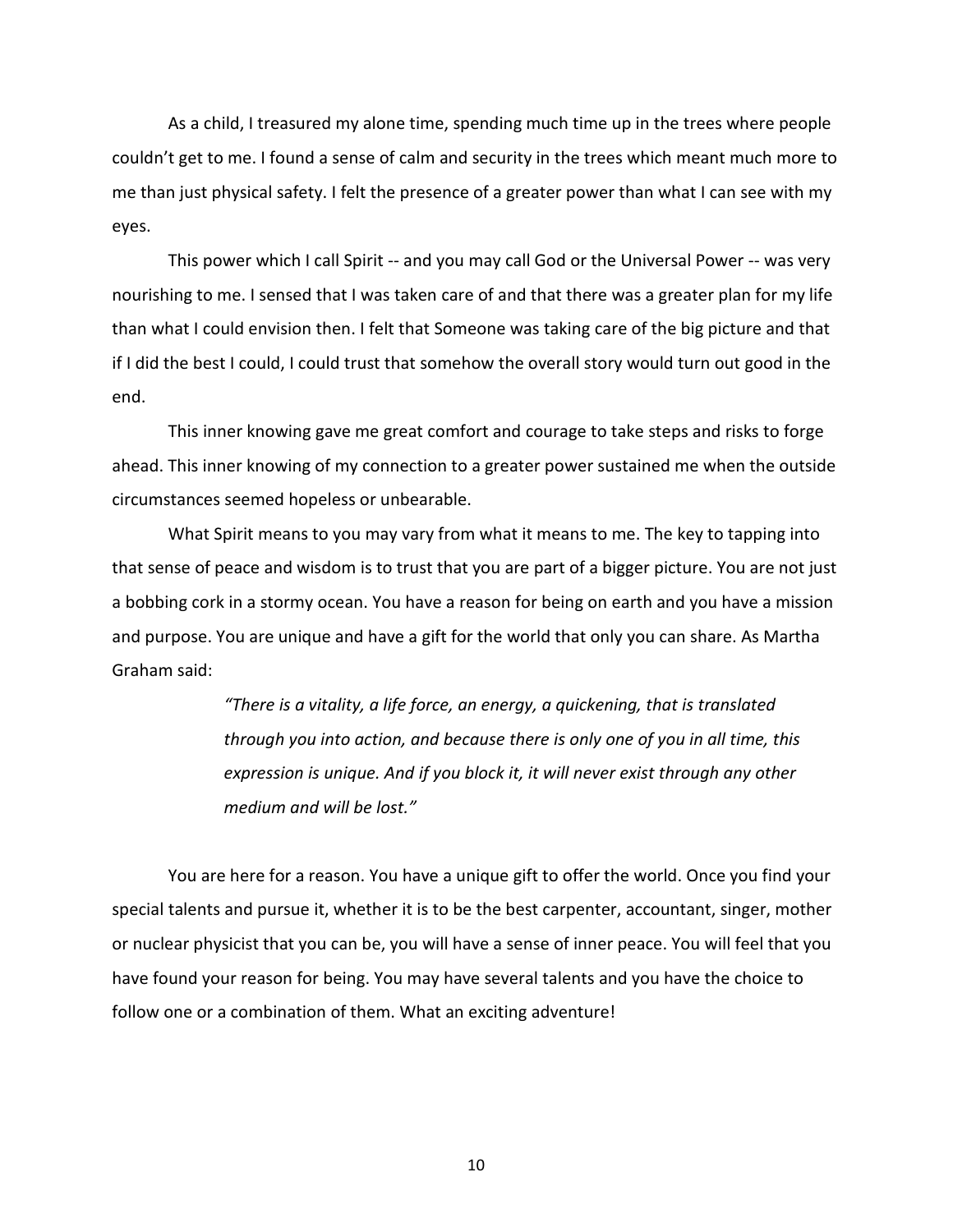As a child, I treasured my alone time, spending much time up in the trees where people couldn't get to me. I found a sense of calm and security in the trees which meant much more to me than just physical safety. I felt the presence of a greater power than what I can see with my eyes.

This power which I call Spirit -- and you may call God or the Universal Power -- was very nourishing to me. I sensed that I was taken care of and that there was a greater plan for my life than what I could envision then. I felt that Someone was taking care of the big picture and that if I did the best I could, I could trust that somehow the overall story would turn out good in the end.

This inner knowing gave me great comfort and courage to take steps and risks to forge ahead. This inner knowing of my connection to a greater power sustained me when the outside circumstances seemed hopeless or unbearable.

What Spirit means to you may vary from what it means to me. The key to tapping into that sense of peace and wisdom is to trust that you are part of a bigger picture. You are not just a bobbing cork in a stormy ocean. You have a reason for being on earth and you have a mission and purpose. You are unique and have a gift for the world that only you can share. As Martha Graham said:

> *"There is a vitality, a life force, an energy, a quickening, that is translated through you into action, and because there is only one of you in all time, this expression is unique. And if you block it, it will never exist through any other medium and will be lost."*

You are here for a reason. You have a unique gift to offer the world. Once you find your special talents and pursue it, whether it is to be the best carpenter, accountant, singer, mother or nuclear physicist that you can be, you will have a sense of inner peace. You will feel that you have found your reason for being. You may have several talents and you have the choice to follow one or a combination of them. What an exciting adventure!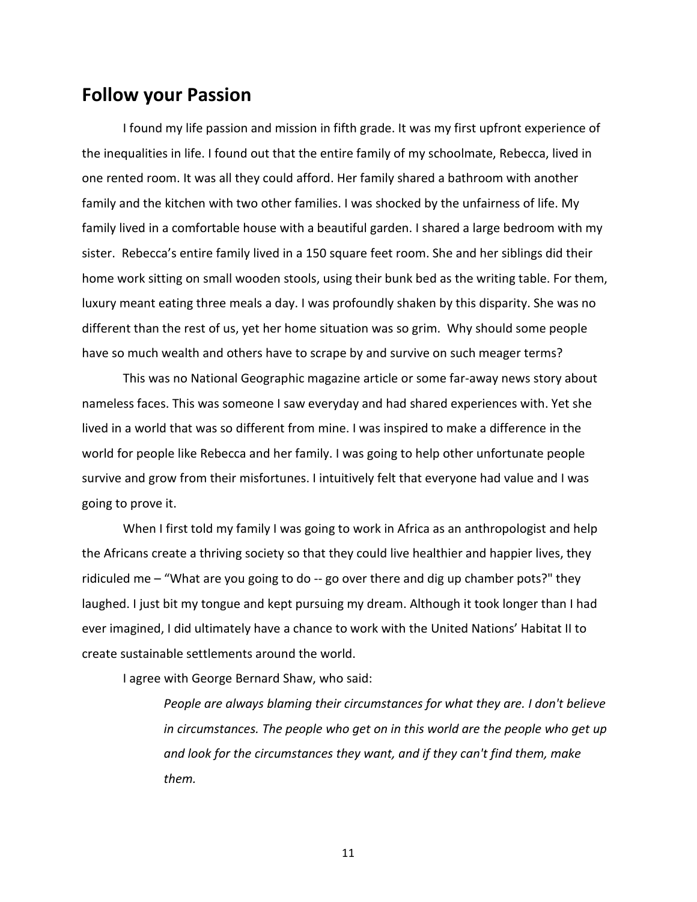## Follow your Passion

I found my life passion and mission in fifth grade. It was my first upfront experience of the inequalities in life. I found out that the entire family of my schoolmate, Rebecca, lived in one rented room. It was all they could afford. Her family shared a bathroom with another family and the kitchen with two other families. I was shocked by the unfairness of life. My family lived in a comfortable house with a beautiful garden. I shared a large bedroom with my sister. Rebecca's entire family lived in a 150 square feet room. She and her siblings did their home work sitting on small wooden stools, using their bunk bed as the writing table. For them, luxury meant eating three meals a day. I was profoundly shaken by this disparity. She was no different than the rest of us, yet her home situation was so grim. Why should some people have so much wealth and others have to scrape by and survive on such meager terms?

This was no National Geographic magazine article or some far-away news story about nameless faces. This was someone I saw everyday and had shared experiences with. Yet she lived in a world that was so different from mine. I was inspired to make a difference in the world for people like Rebecca and her family. I was going to help other unfortunate people survive and grow from their misfortunes. I intuitively felt that everyone had value and I was going to prove it.

When I first told my family I was going to work in Africa as an anthropologist and help the Africans create a thriving society so that they could live healthier and happier lives, they ridiculed me – "What are you going to do -- go over there and dig up chamber pots?" they laughed. I just bit my tongue and kept pursuing my dream. Although it took longer than I had ever imagined, I did ultimately have a chance to work with the United Nations' Habitat II to create sustainable settlements around the world.

I agree with George Bernard Shaw, who said:

> *People are always blaming their circumstances for what they are. I don't believe in circumstances. The people who get on in this world are the people who get up and look for the circumstances they want, and if they can't find them, make them.*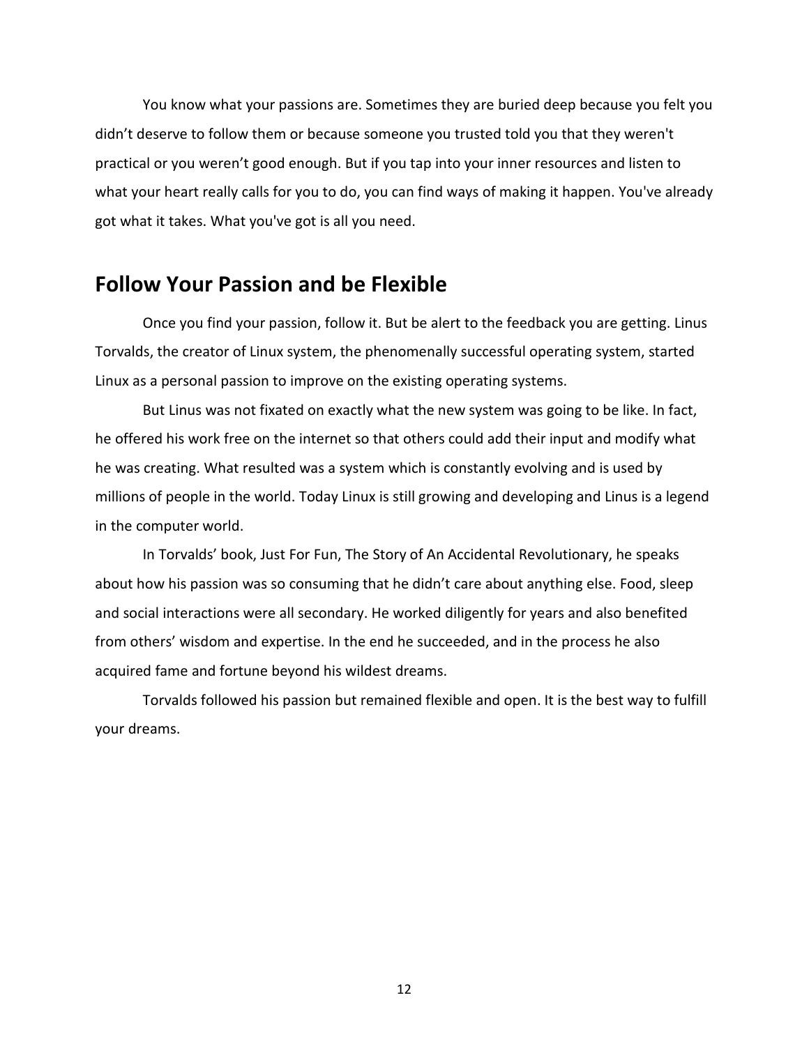You know what your passions are. Sometimes they are buried deep because you felt you didn't deserve to follow them or because someone you trusted told you that they weren't practical or you weren't good enough. But if you tap into your inner resources and listen to what your heart really calls for you to do, you can find ways of making it happen. You've already got what it takes. What you've got is all you need.

## Follow Your Passion and be Flexible

Once you find your passion, follow it. But be alert to the feedback you are getting. Linus Torvalds, the creator of Linux system, the phenomenally successful operating system, started Linux as a personal passion to improve on the existing operating systems.

But Linus was not fixated on exactly what the new system was going to be like. In fact, he offered his work free on the internet so that others could add their input and modify what he was creating. What resulted was a system which is constantly evolving and is used by millions of people in the world. Today Linux is still growing and developing and Linus is a legend in the computer world.

In Torvalds' book, Just For Fun, The Story of An Accidental Revolutionary, he speaks about how his passion was so consuming that he didn't care about anything else. Food, sleep and social interactions were all secondary. He worked diligently for years and also benefited from others' wisdom and expertise. In the end he succeeded, and in the process he also acquired fame and fortune beyond his wildest dreams.

Torvalds followed his passion but remained flexible and open. It is the best way to fulfill your dreams.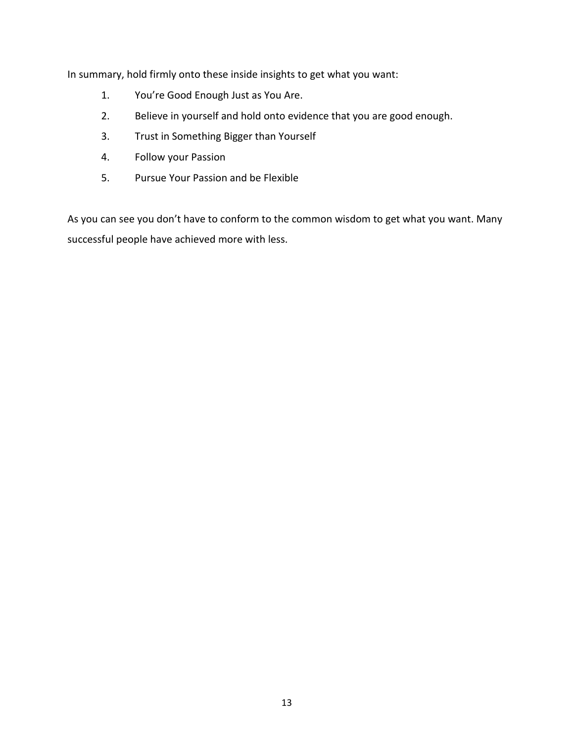In summary, hold firmly onto these inside insights to get what you want:

1. You’re Good Enough Just as You Are.
2. Believe in yourself and hold onto evidence that you are good enough.
3. Trust in Something Bigger than Yourself
4. Follow your Passion
5. Pursue Your Passion and be Flexible

As you can see you don’t have to conform to the common wisdom to get what you want. Many successful people have achieved more with less.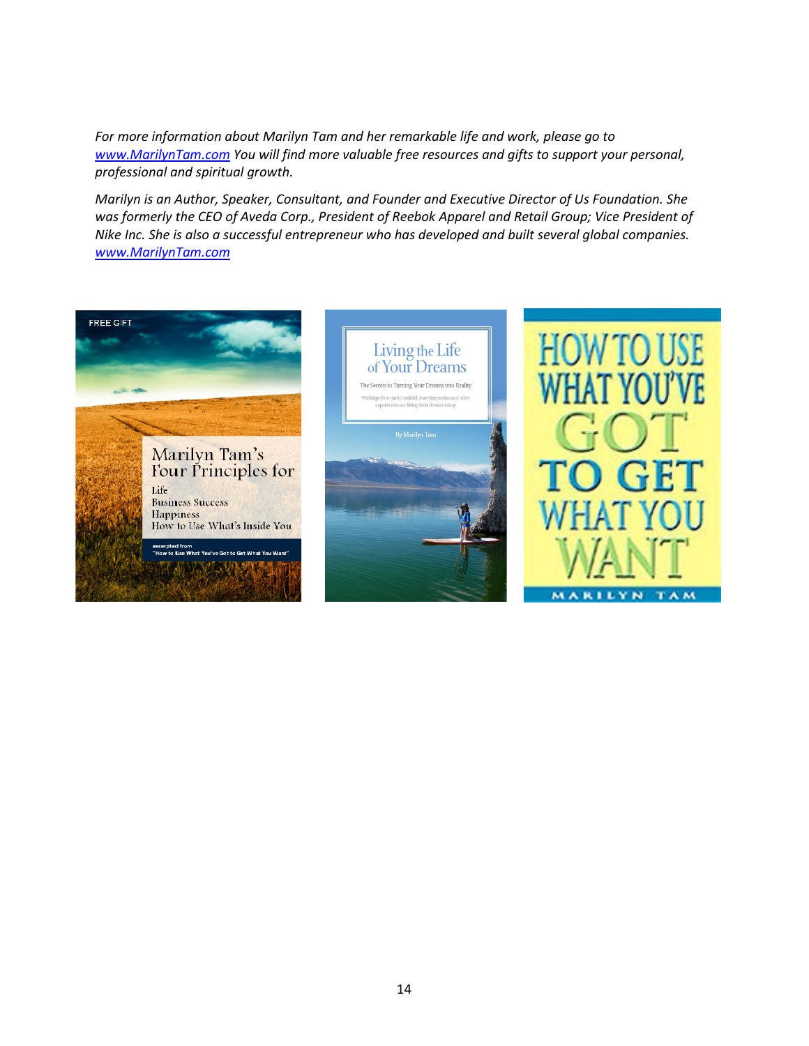*For more information about Marilyn Tam and her remarkable life and work, please go to [www.MarilynTam.com](http://www.MarilynTam.com) You will find more valuable free resources and gifts to support your personal, professional and spiritual growth.*

*Marilyn is an Author, Speaker, Consultant, and Founder and Executive Director of Us Foundation. She was formerly the CEO of Aveda Corp., President of Reebok Apparel and Retail Group; Vice President of Nike Inc. She is also a successful entrepreneur who has developed and built several global companies. [www.MarilynTam.com](http://www.MarilynTam.com)*